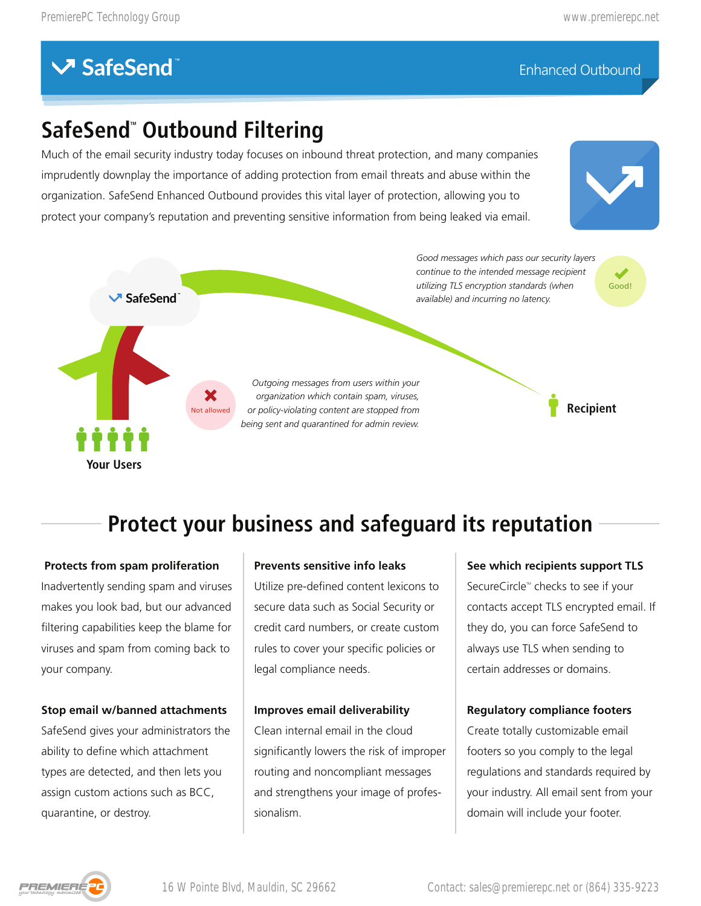# SafeSend™ Enhanced Outbound

## SafeSend™ Outbound Filtering

Much of the email security industry today focuses on inbound threat protection, and many companies imprudently downplay the importance of adding protection from email threats and abuse within the organization. SafeSend Enhanced Outbound provides this vital layer of protection, allowing you to protect your company's reputation and preventing sensitive information from being leaked via email.

*Good messages which pass our security layers continue to the intended message recipient utilizing TLS encryption standards (when available) and incurring no latency.*

Good!

*Outgoing messages from users within your organization which contain spam, viruses, or policy-violating content are stopped from being sent and quarantined for admin review.*

Not allowed

SafeSend™

Recipient

Your Users

## Protect your business and safeguard its reputation

**Protects from spam proliferation**
Inadvertently sending spam and viruses makes you look bad, but our advanced filtering capabilities keep the blame for viruses and spam from coming back to your company.

**Stop email w/banned attachments**
SafeSend gives your administrators the ability to define which attachment types are detected, and then lets you assign custom actions such as BCC, quarantine, or destroy.

**Prevents sensitive info leaks**
Utilize pre-defined content lexicons to secure data such as Social Security or credit card numbers, or create custom rules to cover your specific policies or legal compliance needs.

**Improves email deliverability**
Clean internal email in the cloud significantly lowers the risk of improper routing and noncompliant messages and strengthens your image of professionalism.

**See which recipients support TLS**
SecureCircle™ checks to see if your contacts accept TLS encrypted email. If they do, you can force SafeSend to always use TLS when sending to certain addresses or domains.

**Regulatory compliance footers**
Create totally customizable email footers so you comply to the legal regulations and standards required by your industry. All email sent from your domain will include your footer.

16 W Pointe Blvd, Mauldin, SC 29662

Contact: sales@premierepc.net or (864) 335-9223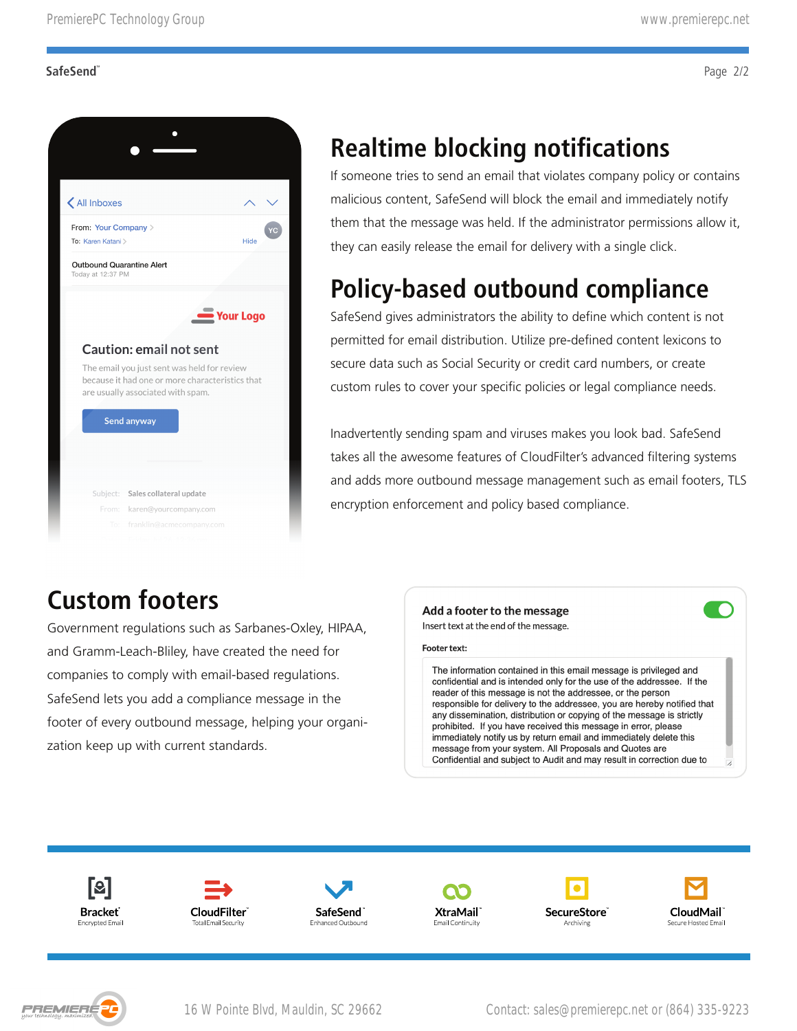## Realtime blocking notifications

If someone tries to send an email that violates company policy or contains malicious content, SafeSend will block the email and immediately notify them that the message was held. If the administrator permissions allow it, they can easily release the email for delivery with a single click.

## Policy-based outbound compliance

SafeSend gives administrators the ability to define which content is not permitted for email distribution. Utilize pre-defined content lexicons to secure data such as Social Security or credit card numbers, or create custom rules to cover your specific policies or legal compliance needs.

Inadvertently sending spam and viruses makes you look bad. SafeSend takes all the awesome features of CloudFilter's advanced filtering systems and adds more outbound message management such as email footers, TLS encryption enforcement and policy based compliance.

## Custom footers

Government regulations such as Sarbanes-Oxley, HIPAA, and Gramm-Leach-Bliley, have created the need for companies to comply with email-based regulations. SafeSend lets you add a compliance message in the footer of every outbound message, helping your organization keep up with current standards.

Bracket™ Encrypted Email

CloudFilter™ Total Email Security

SafeSend™ Enhanced Outbound

XtraMail™ Email Continuity

SecureStore™ Archiving

CloudMail™ Secure Hosted Email

16 W Pointe Blvd, Mauldin, SC 29662

Contact: sales@premierepc.net or (864) 335-9223